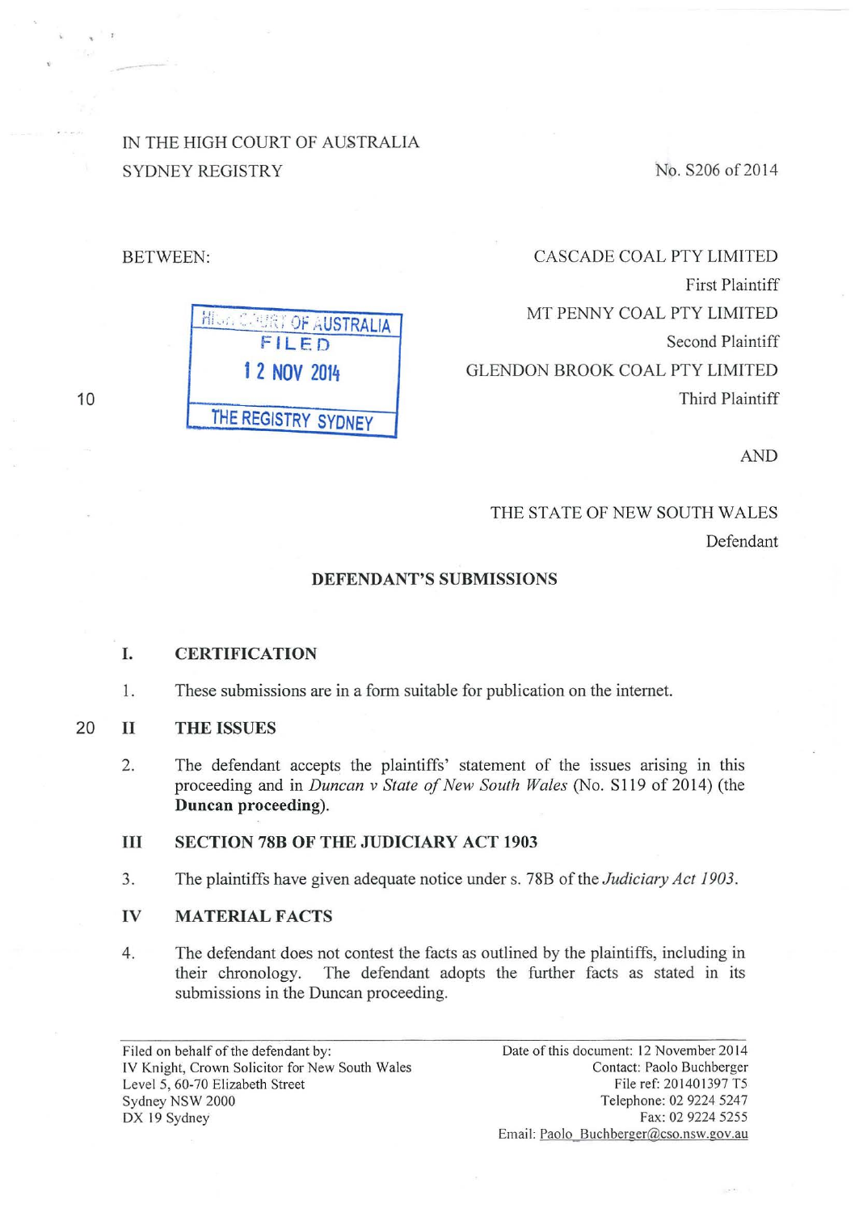IN THE HIGH COURT OF AUSTRALIA
SYDNEY REGISTRY

No. S206 of 2014

BETWEEN:

HIGH COURT OF AUSTRALIA
FILED
12 NOV 2014
THE REGISTRY SYDNEY

CASCADE COAL PTY LIMITED
First Plaintiff

MT PENNY COAL PTY LIMITED
Second Plaintiff

GLENDON BROOK COAL PTY LIMITED
Third Plaintiff

AND

THE STATE OF NEW SOUTH WALES
Defendant

## DEFENDANT'S SUBMISSIONS

### I. CERTIFICATION

1. These submissions are in a form suitable for publication on the internet.

### II THE ISSUES

2. The defendant accepts the plaintiffs' statement of the issues arising in this proceeding and in *Duncan v State of New South Wales* (No. S119 of 2014) (the **Duncan proceeding**).

### III SECTION 78B OF THE JUDICIARY ACT 1903

3. The plaintiffs have given adequate notice under s. 78B of the *Judiciary Act 1903*.

### IV MATERIAL FACTS

4. The defendant does not contest the facts as outlined by the plaintiffs, including in their chronology. The defendant adopts the further facts as stated in its submissions in the Duncan proceeding.

Filed on behalf of the defendant by:
IV Knight, Crown Solicitor for New South Wales
Level 5, 60-70 Elizabeth Street
Sydney NSW 2000
DX 19 Sydney

Date of this document: 12 November 2014
Contact: Paolo Buchberger
File ref: 201401397 T5
Telephone: 02 9224 5247
Fax: 02 9224 5255
Email: Paolo_Buchberger@cso.nsw.gov.au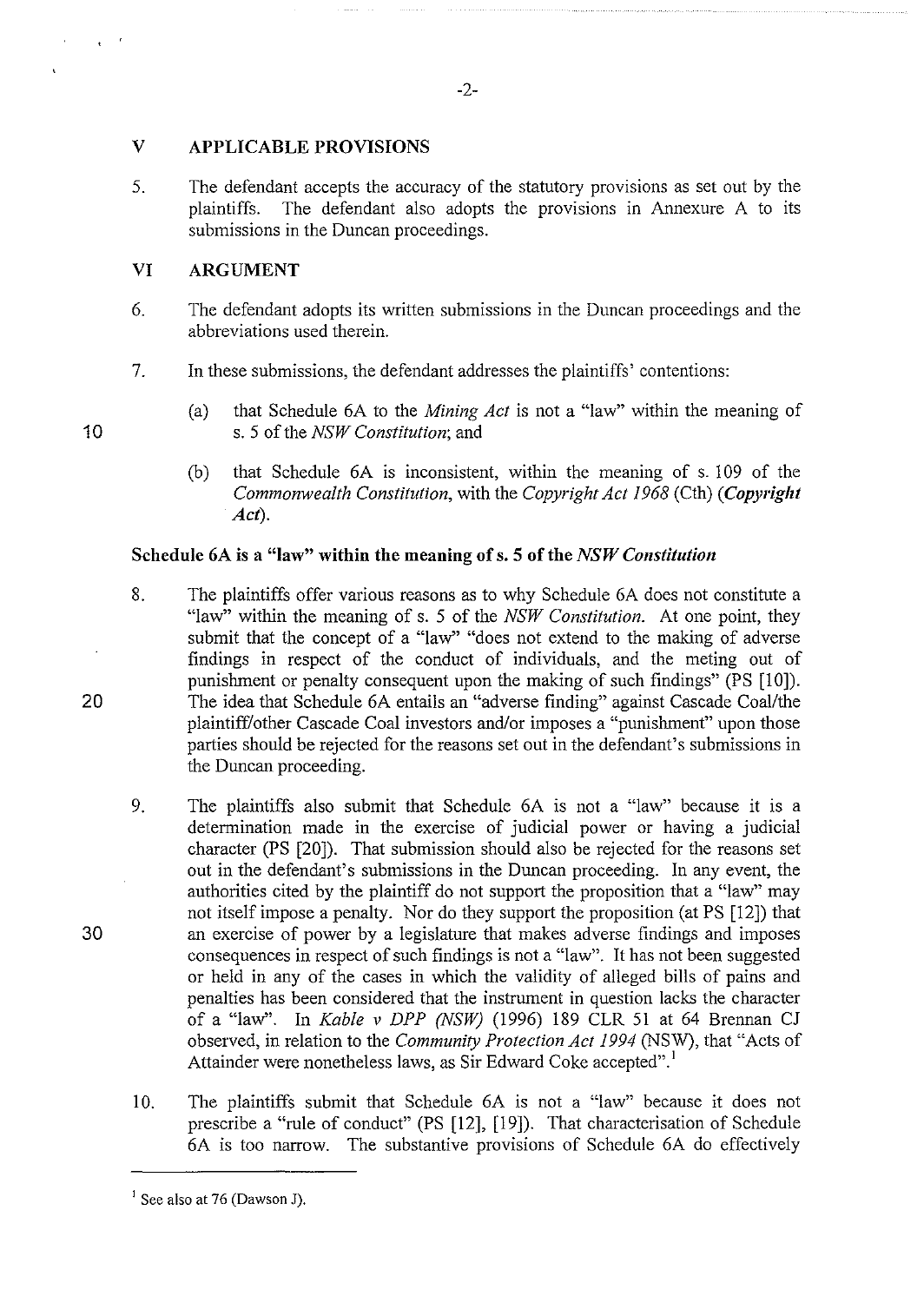## V APPLICABLE PROVISIONS

5. The defendant accepts the accuracy of the statutory provisions as set out by the plaintiffs. The defendant also adopts the provisions in Annexure A to its submissions in the Duncan proceedings.

## VI ARGUMENT

6. The defendant adopts its written submissions in the Duncan proceedings and the abbreviations used therein.

7. In these submissions, the defendant addresses the plaintiffs' contentions:

   (a) that Schedule 6A to the *Mining Act* is not a "law" within the meaning of s. 5 of the *NSW Constitution*; and

   (b) that Schedule 6A is inconsistent, within the meaning of s. 109 of the *Commonwealth Constitution*, with the *Copyright Act 1968* (Cth) (***Copyright Act***).

### Schedule 6A is a "law" within the meaning of s. 5 of the *NSW Constitution*

8. The plaintiffs offer various reasons as to why Schedule 6A does not constitute a "law" within the meaning of s. 5 of the *NSW Constitution*. At one point, they submit that the concept of a "law" "does not extend to the making of adverse findings in respect of the conduct of individuals, and the meting out of punishment or penalty consequent upon the making of such findings" (PS [10]). The idea that Schedule 6A entails an "adverse finding" against Cascade Coal/the plaintiff/other Cascade Coal investors and/or imposes a "punishment" upon those parties should be rejected for the reasons set out in the defendant's submissions in the Duncan proceeding.

9. The plaintiffs also submit that Schedule 6A is not a "law" because it is a determination made in the exercise of judicial power or having a judicial character (PS [20]). That submission should also be rejected for the reasons set out in the defendant's submissions in the Duncan proceeding. In any event, the authorities cited by the plaintiff do not support the proposition that a "law" may not itself impose a penalty. Nor do they support the proposition (at PS [12]) that an exercise of power by a legislature that makes adverse findings and imposes consequences in respect of such findings is not a "law". It has not been suggested or held in any of the cases in which the validity of alleged bills of pains and penalties has been considered that the instrument in question lacks the character of a "law". In *Kable v DPP (NSW)* (1996) 189 CLR 51 at 64 Brennan CJ observed, in relation to the *Community Protection Act 1994* (NSW), that "Acts of Attainder were nonetheless laws, as Sir Edward Coke accepted".[1]

10. The plaintiffs submit that Schedule 6A is not a "law" because it does not prescribe a "rule of conduct" (PS [12], [19]). That characterisation of Schedule 6A is too narrow. The substantive provisions of Schedule 6A do effectively

---

[1] See also at 76 (Dawson J).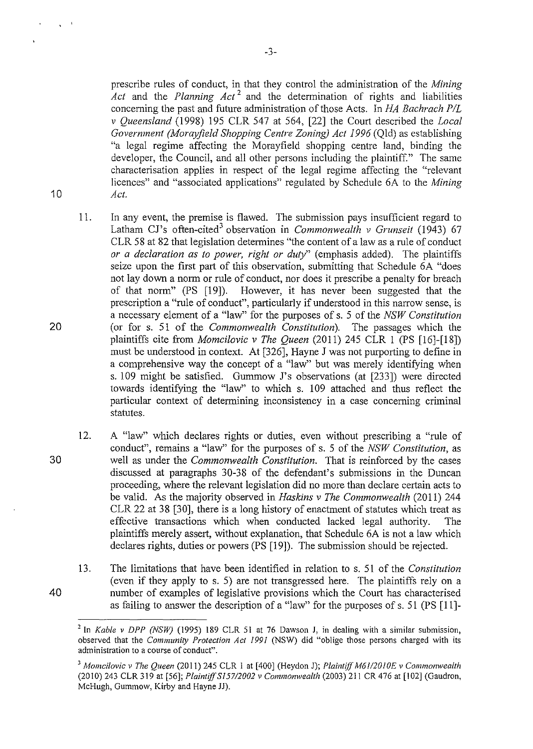prescribe rules of conduct, in that they control the administration of the *Mining Act* and the *Planning Act*[2] and the determination of rights and liabilities concerning the past and future administration of those Acts. In *HA Bachrach P/L v Queensland* (1998) 195 CLR 547 at 564, [22] the Court described the *Local Government (Morayfield Shopping Centre Zoning) Act 1996* (Qld) as establishing "a legal regime affecting the Morayfield shopping centre land, binding the developer, the Council, and all other persons including the plaintiff." The same characterisation applies in respect of the legal regime affecting the "relevant licences" and "associated applications" regulated by Schedule 6A to the *Mining Act.*

11. In any event, the premise is flawed. The submission pays insufficient regard to Latham CJ's often-cited[3] observation in *Commonwealth v Grunseit* (1943) 67 CLR 58 at 82 that legislation determines "the content of a law as a rule of conduct *or a declaration as to power, right or duty*" (emphasis added). The plaintiffs seize upon the first part of this observation, submitting that Schedule 6A "does not lay down a norm or rule of conduct, nor does it prescribe a penalty for breach of that norm" (PS [19]). However, it has never been suggested that the prescription a "rule of conduct", particularly if understood in this narrow sense, is a necessary element of a "law" for the purposes of s. 5 of the *NSW Constitution* (or for s. 51 of the *Commonwealth Constitution*). The passages which the plaintiffs cite from *Momcilovic v The Queen* (2011) 245 CLR 1 (PS [16]-[18]) must be understood in context. At [326], Hayne J was not purporting to define in a comprehensive way the concept of a "law" but was merely identifying when s. 109 might be satisfied. Gummow J's observations (at [233]) were directed towards identifying the "law" to which s. 109 attached and thus reflect the particular context of determining inconsistency in a case concerning criminal statutes.

12. A "law" which declares rights or duties, even without prescribing a "rule of conduct", remains a "law" for the purposes of s. 5 of the *NSW Constitution*, as well as under the *Commonwealth Constitution*. That is reinforced by the cases discussed at paragraphs 30-38 of the defendant's submissions in the Duncan proceeding, where the relevant legislation did no more than declare certain acts to be valid. As the majority observed in *Haskins v The Commonwealth* (2011) 244 CLR 22 at 38 [30], there is a long history of enactment of statutes which treat as effective transactions which when conducted lacked legal authority. The plaintiffs merely assert, without explanation, that Schedule 6A is not a law which declares rights, duties or powers (PS [19]). The submission should be rejected.

13. The limitations that have been identified in relation to s. 51 of the *Constitution* (even if they apply to s. 5) are not transgressed here. The plaintiffs rely on a number of examples of legislative provisions which the Court has characterised as failing to answer the description of a "law" for the purposes of s. 51 (PS [11]-

---

[2] In *Kable v DPP (NSW)* (1995) 189 CLR 51 at 76 Dawson J, in dealing with a similar submission, observed that the *Community Protection Act 1991* (NSW) did "oblige those persons charged with its administration to a course of conduct".

[3] *Momcilovic v The Queen* (2011) 245 CLR 1 at [400] (Heydon J); *Plaintiff M61/2010E v Commonwealth* (2010) 243 CLR 319 at [56]; *Plaintiff S157/2002 v Commonwealth* (2003) 211 CR 476 at [102] (Gaudron, McHugh, Gummow, Kirby and Hayne JJ).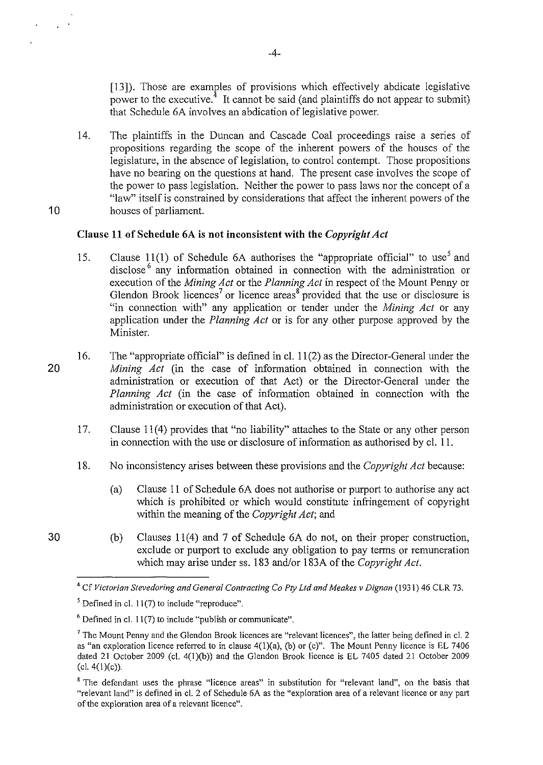[13]). Those are examples of provisions which effectively abdicate legislative power to the executive.[4] It cannot be said (and plaintiffs do not appear to submit) that Schedule 6A involves an abdication of legislative power.

14. The plaintiffs in the Duncan and Cascade Coal proceedings raise a series of propositions regarding the scope of the inherent powers of the houses of the legislature, in the absence of legislation, to control contempt. Those propositions have no bearing on the questions at hand. The present case involves the scope of the power to pass legislation. Neither the power to pass laws nor the concept of a "law" itself is constrained by considerations that affect the inherent powers of the houses of parliament.

**Clause 11 of Schedule 6A is not inconsistent with the *Copyright Act***

15. Clause 11(1) of Schedule 6A authorises the "appropriate official" to use[5] and disclose[6] any information obtained in connection with the administration or execution of the *Mining Act* or the *Planning Act* in respect of the Mount Penny or Glendon Brook licences[7] or licence areas[8] provided that the use or disclosure is "in connection with" any application or tender under the *Mining Act* or any application under the *Planning Act* or is for any other purpose approved by the Minister.

16. The "appropriate official" is defined in cl. 11(2) as the Director-General under the *Mining Act* (in the case of information obtained in connection with the administration or execution of that Act) or the Director-General under the *Planning Act* (in the case of information obtained in connection with the administration or execution of that Act).

17. Clause 11(4) provides that "no liability" attaches to the State or any other person in connection with the use or disclosure of information as authorised by cl. 11.

18. No inconsistency arises between these provisions and the *Copyright Act* because:

    (a) Clause 11 of Schedule 6A does not authorise or purport to authorise any act which is prohibited or which would constitute infringement of copyright within the meaning of the *Copyright Act*; and

    (b) Clauses 11(4) and 7 of Schedule 6A do not, on their proper construction, exclude or purport to exclude any obligation to pay terms or remuneration which may arise under ss. 183 and/or 183A of the *Copyright Act*.

---

[4] Cf *Victorian Stevedoring and General Contracting Co Pty Ltd and Meakes v Dignan* (1931) 46 CLR 73.

[5] Defined in cl. 11(7) to include "reproduce".

[6] Defined in cl. 11(7) to include "publish or communicate".

[7] The Mount Penny and the Glendon Brook licences are "relevant licences", the latter being defined in cl. 2 as "an exploration licence referred to in clause 4(1)(a), (b) or (c)". The Mount Penny licence is EL 7406 dated 21 October 2009 (cl. 4(1)(b)) and the Glendon Brook licence is EL 7405 dated 21 October 2009 (cl. 4(1)(c)).

[8] The defendant uses the phrase "licence areas" in substitution for "relevant land", on the basis that "relevant land" is defined in cl. 2 of Schedule 6A as the "exploration area of a relevant licence or any part of the exploration area of a relevant licence".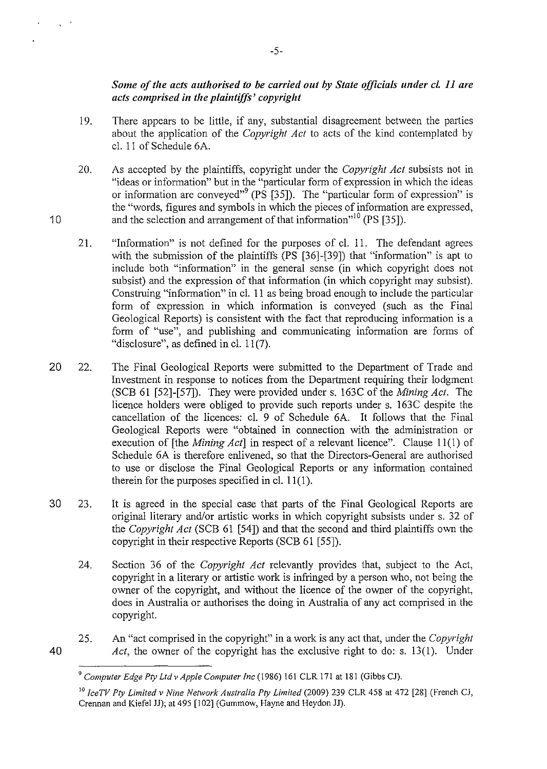***Some of the acts authorised to be carried out by State officials under cl. 11 are acts comprised in the plaintiffs' copyright***

19. There appears to be little, if any, substantial disagreement between the parties about the application of the *Copyright Act* to acts of the kind contemplated by cl. 11 of Schedule 6A.

20. As accepted by the plaintiffs, copyright under the *Copyright Act* subsists not in "ideas or information" but in the "particular form of expression in which the ideas or information are conveyed"[9] (PS [35]). The "particular form of expression" is the "words, figures and symbols in which the pieces of information are expressed, and the selection and arrangement of that information"[10] (PS [35]).

21. "Information" is not defined for the purposes of cl. 11. The defendant agrees with the submission of the plaintiffs (PS [36]-[39]) that "information" is apt to include both "information" in the general sense (in which copyright does not subsist) and the expression of that information (in which copyright may subsist). Construing "information" in cl. 11 as being broad enough to include the particular form of expression in which information is conveyed (such as the Final Geological Reports) is consistent with the fact that reproducing information is a form of "use", and publishing and communicating information are forms of "disclosure", as defined in cl. 11(7).

22. The Final Geological Reports were submitted to the Department of Trade and Investment in response to notices from the Department requiring their lodgment (SCB 61 [52]-[57]). They were provided under s. 163C of the *Mining Act*. The licence holders were obliged to provide such reports under s. 163C despite the cancellation of the licences: cl. 9 of Schedule 6A. It follows that the Final Geological Reports were "obtained in connection with the administration or execution of [the *Mining Act*] in respect of a relevant licence". Clause 11(1) of Schedule 6A is therefore enlivened, so that the Directors-General are authorised to use or disclose the Final Geological Reports or any information contained therein for the purposes specified in cl. 11(1).

23. It is agreed in the special case that parts of the Final Geological Reports are original literary and/or artistic works in which copyright subsists under s. 32 of the *Copyright Act* (SCB 61 [54]) and that the second and third plaintiffs own the copyright in their respective Reports (SCB 61 [55]).

24. Section 36 of the *Copyright Act* relevantly provides that, subject to the Act, copyright in a literary or artistic work is infringed by a person who, not being the owner of the copyright, and without the licence of the owner of the copyright, does in Australia or authorises the doing in Australia of any act comprised in the copyright.

25. An "act comprised in the copyright" in a work is any act that, under the *Copyright Act*, the owner of the copyright has the exclusive right to do: s. 13(1). Under

---

[9] *Computer Edge Pty Ltd v Apple Computer Inc* (1986) 161 CLR 171 at 181 (Gibbs CJ).

[10] *IceTV Pty Limited v Nine Network Australia Pty Limited* (2009) 239 CLR 458 at 472 [28] (French CJ, Crennan and Kiefel JJ); at 495 [102] (Gummow, Hayne and Heydon JJ).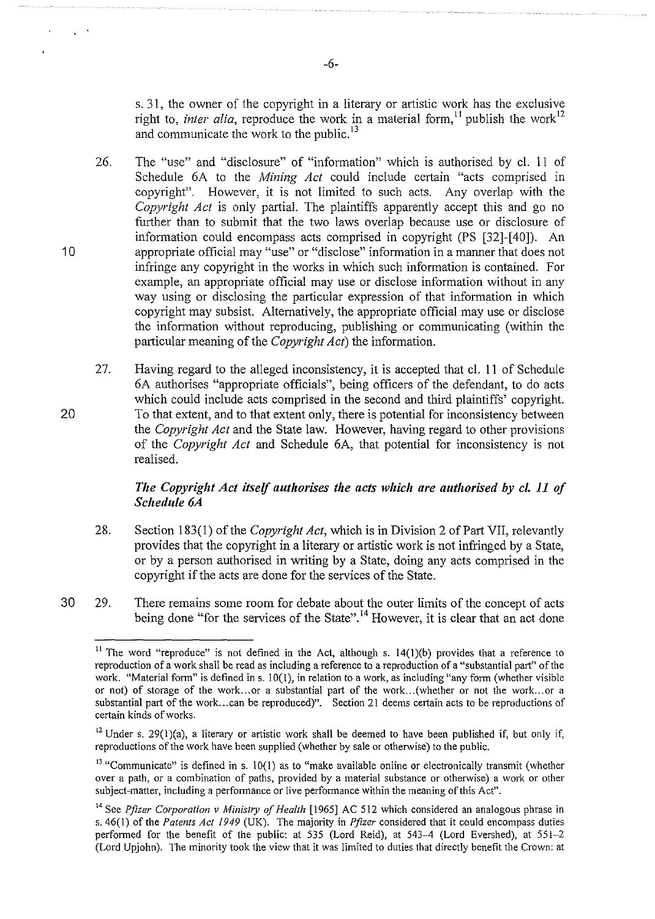s. 31, the owner of the copyright in a literary or artistic work has the exclusive right to, *inter alia*, reproduce the work in a material form,[11] publish the work[12] and communicate the work to the public.[13]

26. The "use" and "disclosure" of "information" which is authorised by cl. 11 of Schedule 6A to the *Mining Act* could include certain "acts comprised in copyright". However, it is not limited to such acts. Any overlap with the *Copyright Act* is only partial. The plaintiffs apparently accept this and go no further than to submit that the two laws overlap because use or disclosure of information could encompass acts comprised in copyright (PS [32]-[40]). An appropriate official may "use" or "disclose" information in a manner that does not infringe any copyright in the works in which such information is contained. For example, an appropriate official may use or disclose information without in any way using or disclosing the particular expression of that information in which copyright may subsist. Alternatively, the appropriate official may use or disclose the information without reproducing, publishing or communicating (within the particular meaning of the *Copyright Act*) the information.

27. Having regard to the alleged inconsistency, it is accepted that cl. 11 of Schedule 6A authorises "appropriate officials", being officers of the defendant, to do acts which could include acts comprised in the second and third plaintiffs' copyright. To that extent, and to that extent only, there is potential for inconsistency between the *Copyright Act* and the State law. However, having regard to other provisions of the *Copyright Act* and Schedule 6A, that potential for inconsistency is not realised.

### *The Copyright Act itself authorises the acts which are authorised by cl. 11 of Schedule 6A*

28. Section 183(1) of the *Copyright Act*, which is in Division 2 of Part VII, relevantly provides that the copyright in a literary or artistic work is not infringed by a State, or by a person authorised in writing by a State, doing any acts comprised in the copyright if the acts are done for the services of the State.

29. There remains some room for debate about the outer limits of the concept of acts being done "for the services of the State".[14] However, it is clear that an act done

---

[11] The word "reproduce" is not defined in the Act, although s. 14(1)(b) provides that a reference to reproduction of a work shall be read as including a reference to a reproduction of a "substantial part" of the work. "Material form" is defined in s. 10(1), in relation to a work, as including "any form (whether visible or not) of storage of the work...or a substantial part of the work...(whether or not the work...or a substantial part of the work...can be reproduced)". Section 21 deems certain acts to be reproductions of certain kinds of works.

[12] Under s. 29(1)(a), a literary or artistic work shall be deemed to have been published if, but only if, reproductions of the work have been supplied (whether by sale or otherwise) to the public.

[13] "Communicate" is defined in s. 10(1) as to "make available online or electronically transmit (whether over a path, or a combination of paths, provided by a material substance or otherwise) a work or other subject-matter, including a performance or live performance within the meaning of this Act".

[14] See *Pfizer Corporation v Ministry of Health* [1965] AC 512 which considered an analogous phrase in s. 46(1) of the *Patents Act 1949* (UK). The majority in *Pfizer* considered that it could encompass duties performed for the benefit of the public: at 535 (Lord Reid), at 543–4 (Lord Evershed), at 551–2 (Lord Upjohn). The minority took the view that it was limited to duties that directly benefit the Crown: at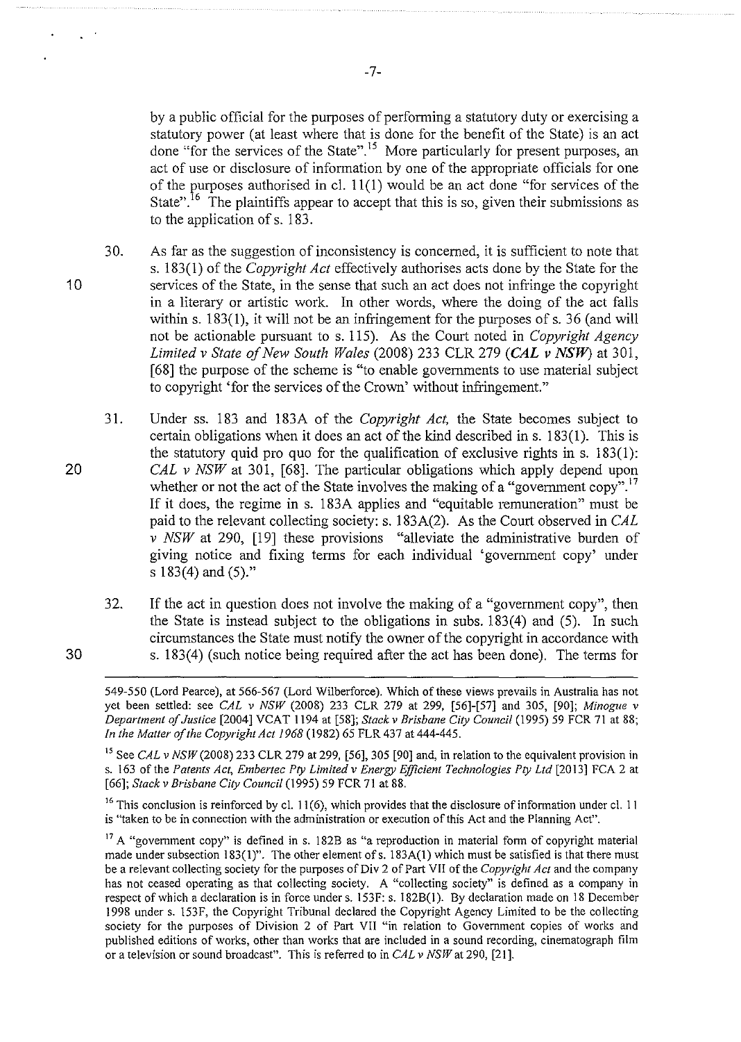by a public official for the purposes of performing a statutory duty or exercising a statutory power (at least where that is done for the benefit of the State) is an act done "for the services of the State".[15] More particularly for present purposes, an act of use or disclosure of information by one of the appropriate officials for one of the purposes authorised in cl. 11(1) would be an act done "for services of the State".[16] The plaintiffs appear to accept that this is so, given their submissions as to the application of s. 183.

30. As far as the suggestion of inconsistency is concerned, it is sufficient to note that s. 183(1) of the *Copyright Act* effectively authorises acts done by the State for the services of the State, in the sense that such an act does not infringe the copyright in a literary or artistic work. In other words, where the doing of the act falls within s. 183(1), it will not be an infringement for the purposes of s. 36 (and will not be actionable pursuant to s. 115). As the Court noted in *Copyright Agency Limited v State of New South Wales* (2008) 233 CLR 279 (***CAL v NSW***) at 301, [68] the purpose of the scheme is "to enable governments to use material subject to copyright 'for the services of the Crown' without infringement."

31. Under ss. 183 and 183A of the *Copyright Act,* the State becomes subject to certain obligations when it does an act of the kind described in s. 183(1). This is the statutory quid pro quo for the qualification of exclusive rights in s. 183(1): *CAL v NSW* at 301, [68]. The particular obligations which apply depend upon whether or not the act of the State involves the making of a "government copy".[17] If it does, the regime in s. 183A applies and "equitable remuneration" must be paid to the relevant collecting society: s. 183A(2). As the Court observed in *CAL v NSW* at 290, [19] these provisions "alleviate the administrative burden of giving notice and fixing terms for each individual 'government copy' under s 183(4) and (5)."

32. If the act in question does not involve the making of a "government copy", then the State is instead subject to the obligations in subs. 183(4) and (5). In such circumstances the State must notify the owner of the copyright in accordance with s. 183(4) (such notice being required after the act has been done). The terms for

---

549-550 (Lord Pearce), at 566-567 (Lord Wilberforce). Which of these views prevails in Australia has not yet been settled: see *CAL v NSW* (2008) 233 CLR 279 at 299, [56]-[57] and 305, [90]; *Minogue v Department of Justice* [2004] VCAT 1194 at [58]; *Stack v Brisbane City Council* (1995) 59 FCR 71 at 88; *In the Matter of the Copyright Act 1968* (1982) 65 FLR 437 at 444-445.

[15] See *CAL v NSW* (2008) 233 CLR 279 at 299, [56], 305 [90] and, in relation to the equivalent provision in s. 163 of the *Patents Act*, *Embertec Pty Limited v Energy Efficient Technologies Pty Ltd* [2013] FCA 2 at [66]; *Stack v Brisbane City Council* (1995) 59 FCR 71 at 88.

[16] This conclusion is reinforced by cl. 11(6), which provides that the disclosure of information under cl. 11 is "taken to be in connection with the administration or execution of this Act and the Planning Act".

[17] A "government copy" is defined in s. 182B as "a reproduction in material form of copyright material made under subsection 183(1)". The other element of s. 183A(1) which must be satisfied is that there must be a relevant collecting society for the purposes of Div 2 of Part VII of the *Copyright Act* and the company has not ceased operating as that collecting society. A "collecting society" is defined as a company in respect of which a declaration is in force under s. 153F: s. 182B(1). By declaration made on 18 December 1998 under s. 153F, the Copyright Tribunal declared the Copyright Agency Limited to be the collecting society for the purposes of Division 2 of Part VII "in relation to Government copies of works and published editions of works, other than works that are included in a sound recording, cinematograph film or a television or sound broadcast". This is referred to in *CAL v NSW* at 290, [21].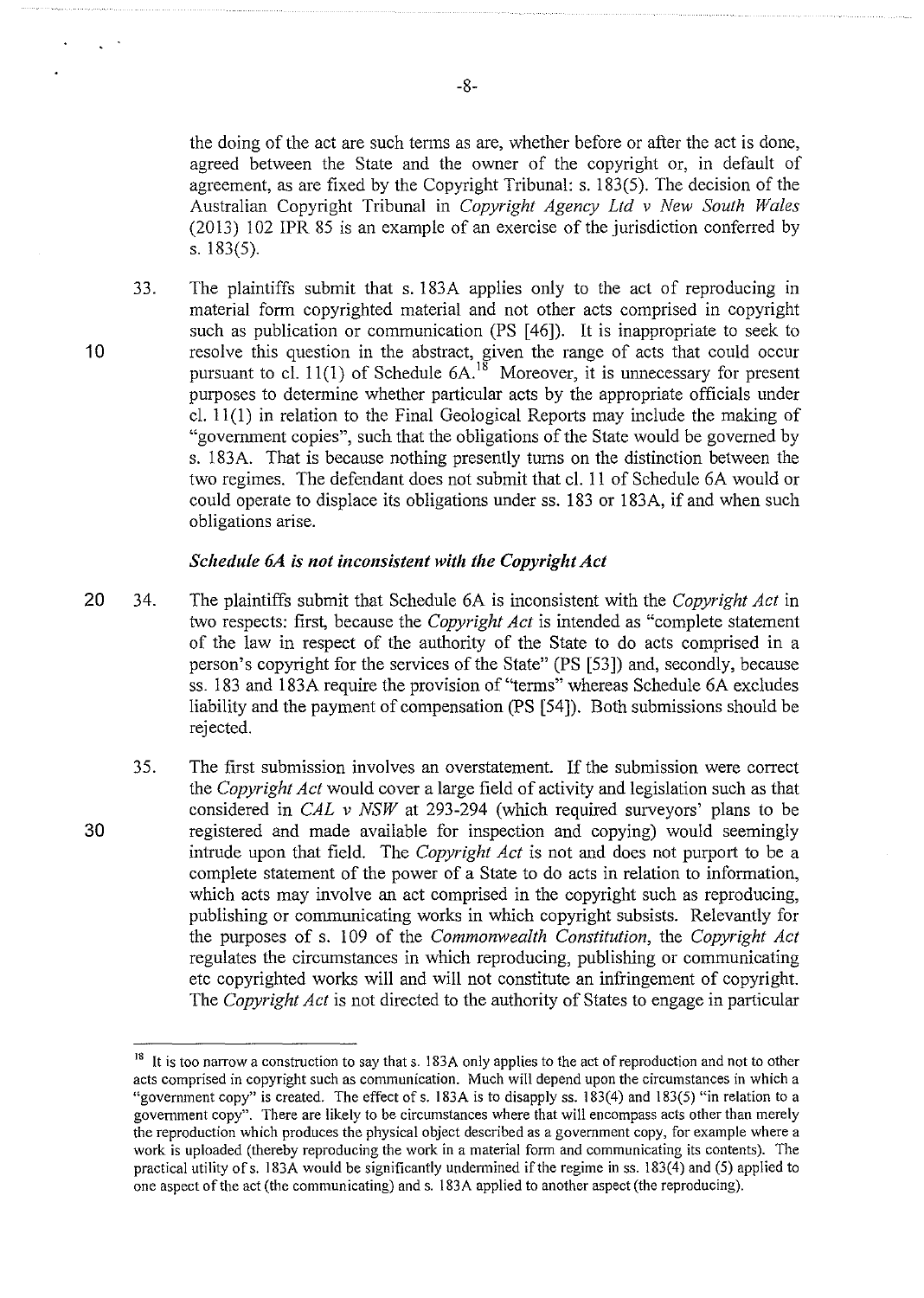the doing of the act are such terms as are, whether before or after the act is done, agreed between the State and the owner of the copyright or, in default of agreement, as are fixed by the Copyright Tribunal: s. 183(5). The decision of the Australian Copyright Tribunal in *Copyright Agency Ltd v New South Wales* (2013) 102 IPR 85 is an example of an exercise of the jurisdiction conferred by s. 183(5).

33. The plaintiffs submit that s. 183A applies only to the act of reproducing in material form copyrighted material and not other acts comprised in copyright such as publication or communication (PS [46]). It is inappropriate to seek to resolve this question in the abstract, given the range of acts that could occur pursuant to cl. 11(1) of Schedule 6A.[18] Moreover, it is unnecessary for present purposes to determine whether particular acts by the appropriate officials under cl. 11(1) in relation to the Final Geological Reports may include the making of "government copies", such that the obligations of the State would be governed by s. 183A. That is because nothing presently turns on the distinction between the two regimes. The defendant does not submit that cl. 11 of Schedule 6A would or could operate to displace its obligations under ss. 183 or 183A, if and when such obligations arise.

### *Schedule 6A is not inconsistent with the Copyright Act*

34. The plaintiffs submit that Schedule 6A is inconsistent with the *Copyright Act* in two respects: first, because the *Copyright Act* is intended as "complete statement of the law in respect of the authority of the State to do acts comprised in a person's copyright for the services of the State" (PS [53]) and, secondly, because ss. 183 and 183A require the provision of "terms" whereas Schedule 6A excludes liability and the payment of compensation (PS [54]). Both submissions should be rejected.

35. The first submission involves an overstatement. If the submission were correct the *Copyright Act* would cover a large field of activity and legislation such as that considered in *CAL v NSW* at 293-294 (which required surveyors' plans to be registered and made available for inspection and copying) would seemingly intrude upon that field. The *Copyright Act* is not and does not purport to be a complete statement of the power of a State to do acts in relation to information, which acts may involve an act comprised in the copyright such as reproducing, publishing or communicating works in which copyright subsists. Relevantly for the purposes of s. 109 of the *Commonwealth Constitution*, the *Copyright Act* regulates the circumstances in which reproducing, publishing or communicating etc copyrighted works will and will not constitute an infringement of copyright. The *Copyright Act* is not directed to the authority of States to engage in particular

---

[18] It is too narrow a construction to say that s. 183A only applies to the act of reproduction and not to other acts comprised in copyright such as communication. Much will depend upon the circumstances in which a "government copy" is created. The effect of s. 183A is to disapply ss. 183(4) and 183(5) "in relation to a government copy". There are likely to be circumstances where that will encompass acts other than merely the reproduction which produces the physical object described as a government copy, for example where a work is uploaded (thereby reproducing the work in a material form and communicating its contents). The practical utility of s. 183A would be significantly undermined if the regime in ss. 183(4) and (5) applied to one aspect of the act (the communicating) and s. 183A applied to another aspect (the reproducing).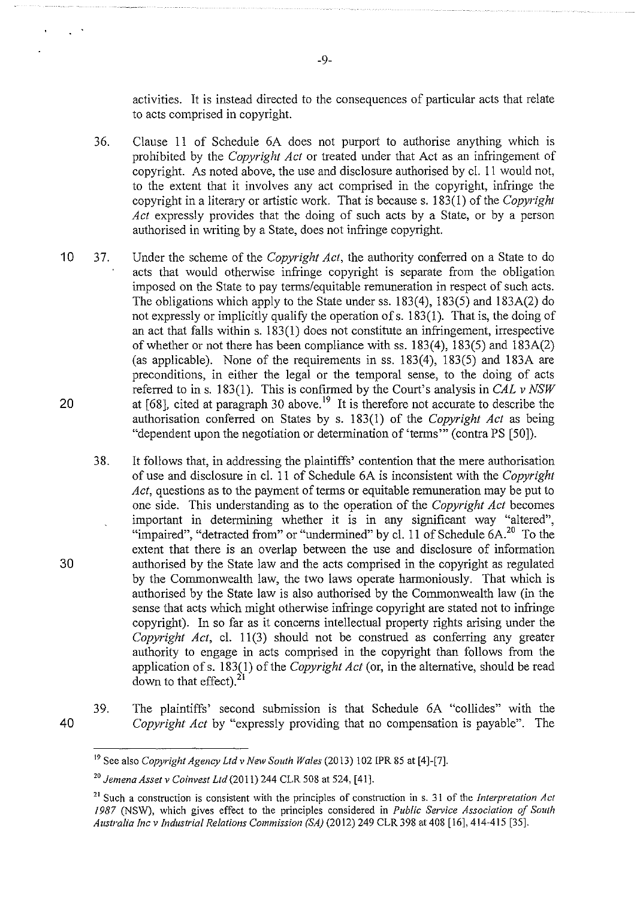activities. It is instead directed to the consequences of particular acts that relate to acts comprised in copyright.

36. Clause 11 of Schedule 6A does not purport to authorise anything which is prohibited by the *Copyright Act* or treated under that Act as an infringement of copyright. As noted above, the use and disclosure authorised by cl. 11 would not, to the extent that it involves any act comprised in the copyright, infringe the copyright in a literary or artistic work. That is because s. 183(1) of the *Copyright Act* expressly provides that the doing of such acts by a State, or by a person authorised in writing by a State, does not infringe copyright.

37. Under the scheme of the *Copyright Act*, the authority conferred on a State to do acts that would otherwise infringe copyright is separate from the obligation imposed on the State to pay terms/equitable remuneration in respect of such acts. The obligations which apply to the State under ss. 183(4), 183(5) and 183A(2) do not expressly or implicitly qualify the operation of s. 183(1). That is, the doing of an act that falls within s. 183(1) does not constitute an infringement, irrespective of whether or not there has been compliance with ss. 183(4), 183(5) and 183A(2) (as applicable). None of the requirements in ss. 183(4), 183(5) and 183A are preconditions, in either the legal or the temporal sense, to the doing of acts referred to in s. 183(1). This is confirmed by the Court's analysis in *CAL v NSW* at [68], cited at paragraph 30 above.[19] It is therefore not accurate to describe the authorisation conferred on States by s. 183(1) of the *Copyright Act* as being "dependent upon the negotiation or determination of 'terms'" (contra PS [50]).

38. It follows that, in addressing the plaintiffs' contention that the mere authorisation of use and disclosure in cl. 11 of Schedule 6A is inconsistent with the *Copyright Act*, questions as to the payment of terms or equitable remuneration may be put to one side. This understanding as to the operation of the *Copyright Act* becomes important in determining whether it is in any significant way "altered", "impaired", "detracted from" or "undermined" by cl. 11 of Schedule 6A.[20] To the extent that there is an overlap between the use and disclosure of information authorised by the State law and the acts comprised in the copyright as regulated by the Commonwealth law, the two laws operate harmoniously. That which is authorised by the State law is also authorised by the Commonwealth law (in the sense that acts which might otherwise infringe copyright are stated not to infringe copyright). In so far as it concerns intellectual property rights arising under the *Copyright Act*, cl. 11(3) should not be construed as conferring any greater authority to engage in acts comprised in the copyright than follows from the application of s. 183(1) of the *Copyright Act* (or, in the alternative, should be read down to that effect).[21]

39. The plaintiffs' second submission is that Schedule 6A "collides" with the *Copyright Act* by "expressly providing that no compensation is payable". The

---

[19] See also *Copyright Agency Ltd v New South Wales* (2013) 102 IPR 85 at [4]-[7].

[20] *Jemena Asset v Coinvest Ltd* (2011) 244 CLR 508 at 524, [41].

[21] Such a construction is consistent with the principles of construction in s. 31 of the *Interpretation Act 1987* (NSW), which gives effect to the principles considered in *Public Service Association of South Australia Inc v Industrial Relations Commission (SA)* (2012) 249 CLR 398 at 408 [16], 414-415 [35].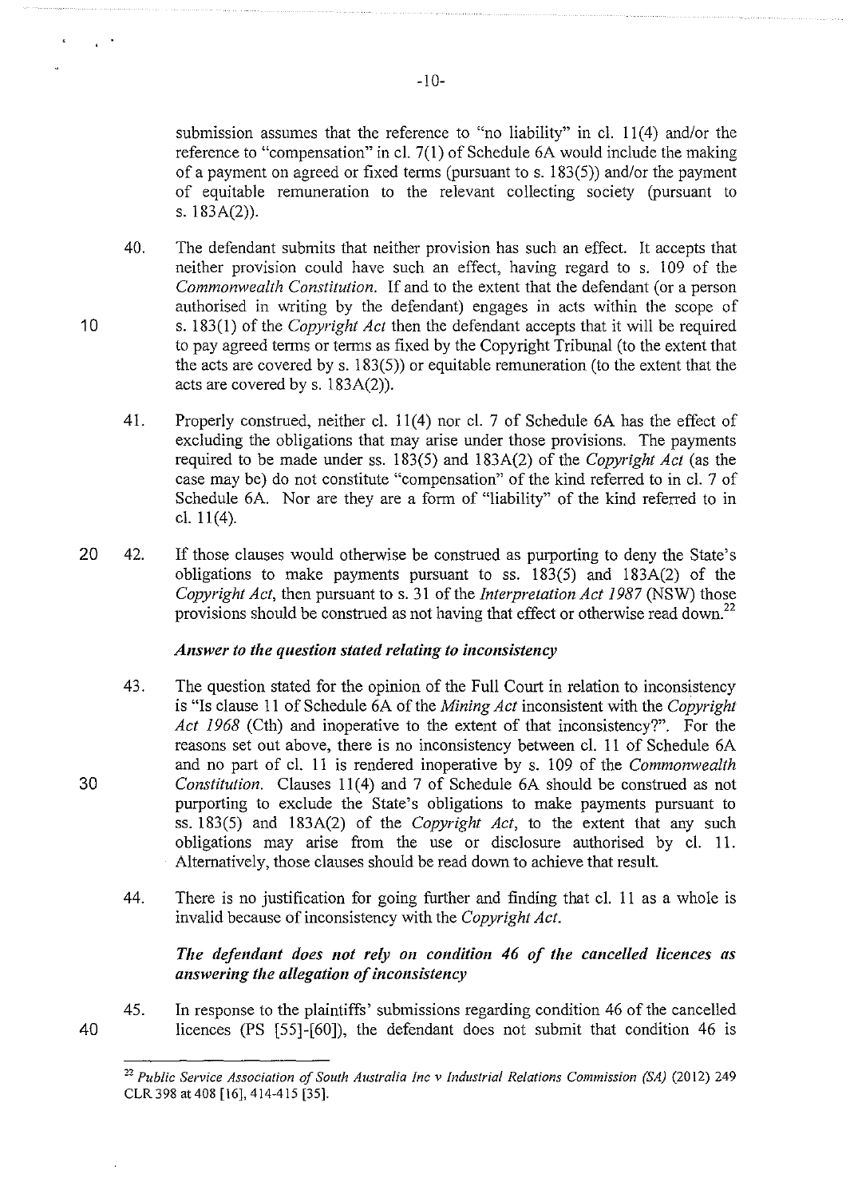submission assumes that the reference to "no liability" in cl. 11(4) and/or the reference to "compensation" in cl. 7(1) of Schedule 6A would include the making of a payment on agreed or fixed terms (pursuant to s. 183(5)) and/or the payment of equitable remuneration to the relevant collecting society (pursuant to s. 183A(2)).

40. The defendant submits that neither provision has such an effect. It accepts that neither provision could have such an effect, having regard to s. 109 of the *Commonwealth Constitution*. If and to the extent that the defendant (or a person authorised in writing by the defendant) engages in acts within the scope of s. 183(1) of the *Copyright Act* then the defendant accepts that it will be required to pay agreed terms or terms as fixed by the Copyright Tribunal (to the extent that the acts are covered by s. 183(5)) or equitable remuneration (to the extent that the acts are covered by s. 183A(2)).

41. Properly construed, neither cl. 11(4) nor cl. 7 of Schedule 6A has the effect of excluding the obligations that may arise under those provisions. The payments required to be made under ss. 183(5) and 183A(2) of the *Copyright Act* (as the case may be) do not constitute "compensation" of the kind referred to in cl. 7 of Schedule 6A. Nor are they are a form of "liability" of the kind referred to in cl. 11(4).

42. If those clauses would otherwise be construed as purporting to deny the State's obligations to make payments pursuant to ss. 183(5) and 183A(2) of the *Copyright Act*, then pursuant to s. 31 of the *Interpretation Act 1987* (NSW) those provisions should be construed as not having that effect or otherwise read down.[22]

### *Answer to the question stated relating to inconsistency*

43. The question stated for the opinion of the Full Court in relation to inconsistency is "Is clause 11 of Schedule 6A of the *Mining Act* inconsistent with the *Copyright Act 1968* (Cth) and inoperative to the extent of that inconsistency?". For the reasons set out above, there is no inconsistency between cl. 11 of Schedule 6A and no part of cl. 11 is rendered inoperative by s. 109 of the *Commonwealth Constitution*. Clauses 11(4) and 7 of Schedule 6A should be construed as not purporting to exclude the State's obligations to make payments pursuant to ss. 183(5) and 183A(2) of the *Copyright Act*, to the extent that any such obligations may arise from the use or disclosure authorised by cl. 11. Alternatively, those clauses should be read down to achieve that result.

44. There is no justification for going further and finding that cl. 11 as a whole is invalid because of inconsistency with the *Copyright Act*.

### *The defendant does not rely on condition 46 of the cancelled licences as answering the allegation of inconsistency*

45. In response to the plaintiffs' submissions regarding condition 46 of the cancelled licences (PS [55]-[60]), the defendant does not submit that condition 46 is

---

[22] *Public Service Association of South Australia Inc v Industrial Relations Commission (SA)* (2012) 249 CLR 398 at 408 [16], 414-415 [35].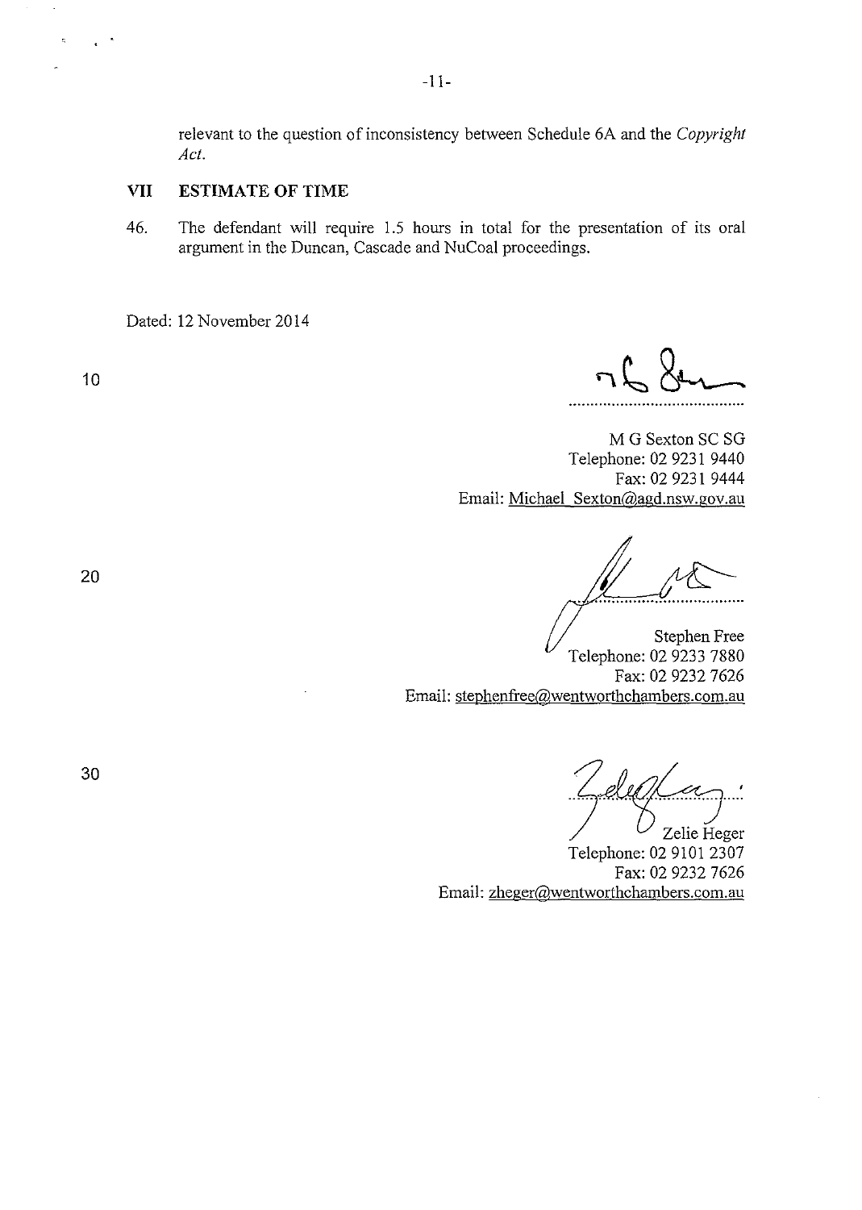relevant to the question of inconsistency between Schedule 6A and the *Copyright Act*.

## VII ESTIMATE OF TIME

46. The defendant will require 1.5 hours in total for the presentation of its oral argument in the Duncan, Cascade and NuCoal proceedings.

Dated: 12 November 2014

M G Sexton SC SG
Telephone: 02 9231 9440
Fax: 02 9231 9444
Email: Michael_Sexton@agd.nsw.gov.au

Stephen Free
Telephone: 02 9233 7880
Fax: 02 9232 7626
Email: stephenfree@wentworthchambers.com.au

Zelie Heger
Telephone: 02 9101 2307
Fax: 02 9232 7626
Email: zheger@wentworthchambers.com.au